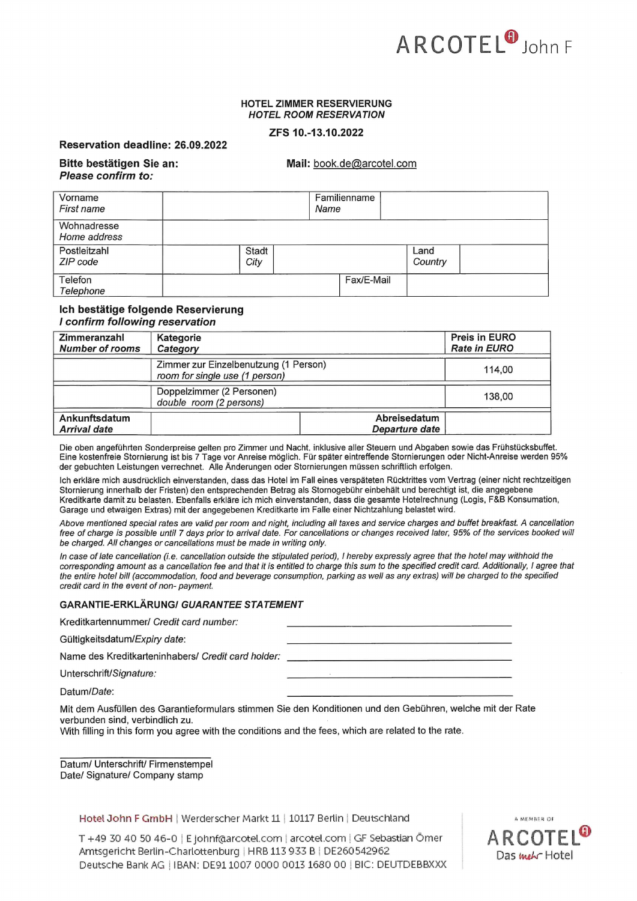ARCOTEL John F

**HOTEL ZIMMER RESERVIERUNG**
***HOTEL ROOM RESERVATION***

**ZFS 10.-13.10.2022**

**Reservation deadline: 26.09.2022**

**Bitte bestätigen Sie an:**
***Please confirm to:***

**Mail:** book.de@arcotel.com

| Vorname *First name* | | Familienname *Name* | |
|---|---|---|---|
| Wohnadresse *Home address* | | | |
| Postleitzahl *ZIP code* | Stadt *City* | Land *Country* | |
| Telefon *Telephone* | | Fax/E-Mail | |

**Ich bestätige folgende Reservierung**
***I confirm following reservation***

| **Zimmeranzahl** ***Number of rooms*** | **Kategorie** ***Category*** | **Preis in EURO** ***Rate in EURO*** |
|---|---|---|
| | Zimmer zur Einzelbenutzung (1 Person) *room for single use (1 person)* | 114,00 |
| | Doppelzimmer (2 Personen) *double room (2 persons)* | 138,00 |
| **Ankunftsdatum** ***Arrival date*** | **Abreisedatum** ***Departure date*** | |

Die oben angeführten Sonderpreise gelten pro Zimmer und Nacht, inklusive aller Steuern und Abgaben sowie das Frühstücksbuffet. Eine kostenfreie Stornierung ist bis 7 Tage vor Anreise möglich. Für später eintreffende Stornierungen oder Nicht-Anreise werden 95% der gebuchten Leistungen verrechnet. Alle Änderungen oder Stornierungen müssen schriftlich erfolgen.

Ich erkläre mich ausdrücklich einverstanden, dass das Hotel im Fall eines verspäteten Rücktrittes vom Vertrag (einer nicht rechtzeitigen Stornierung innerhalb der Fristen) den entsprechenden Betrag als Stornogebühr einbehält und berechtigt ist, die angegebene Kreditkarte damit zu belasten. Ebenfalls erkläre ich mich einverstanden, dass die gesamte Hotelrechnung (Logis, F&B Konsumation, Garage und etwaigen Extras) mit der angegebenen Kreditkarte im Falle einer Nichtzahlung belastet wird.

*Above mentioned special rates are valid per room and night, including all taxes and service charges and buffet breakfast. A cancellation free of charge is possible until 7 days prior to arrival date. For cancellations or changes received later, 95% of the services booked will be charged. All changes or cancellations must be made in writing only.*

*In case of late cancellation (i.e. cancellation outside the stipulated period), I hereby expressly agree that the hotel may withhold the corresponding amount as a cancellation fee and that it is entitled to charge this sum to the specified credit card. Additionally, I agree that the entire hotel bill (accommodation, food and beverage consumption, parking as well as any extras) will be charged to the specified credit card in the event of non- payment.*

**GARANTIE-ERKLÄRUNG/ *GUARANTEE STATEMENT***

Kreditkartennummer/ *Credit card number:* ______________________

Gültigkeitsdatum/*Expiry date*: ______________________

Name des Kreditkarteninhabers/ *Credit card holder:* ______________________

Unterschrift/*Signature:* ______________________

Datum/*Date*: ______________________

Mit dem Ausfüllen des Garantieformulars stimmen Sie den Konditionen und den Gebühren, welche mit der Rate verbunden sind, verbindlich zu.
With filling in this form you agree with the conditions and the fees, which are related to the rate.

______________________
Datum/ Unterschrift/ Firmenstempel
Date/ Signature/ Company stamp

Hotel John F GmbH | Werderscher Markt 11 | 10117 Berlin | Deutschland
T +49 30 40 50 46-0 | E johnf@arcotel.com | arcotel.com | GF Sebastian Ömer
Amtsgericht Berlin-Charlottenburg | HRB 113 933 B | DE260542962
Deutsche Bank AG | IBAN: DE91 1007 0000 0013 1680 00 | BIC: DEUTDEBBXXX

A MEMBER OF ARCOTEL Das mehr Hotel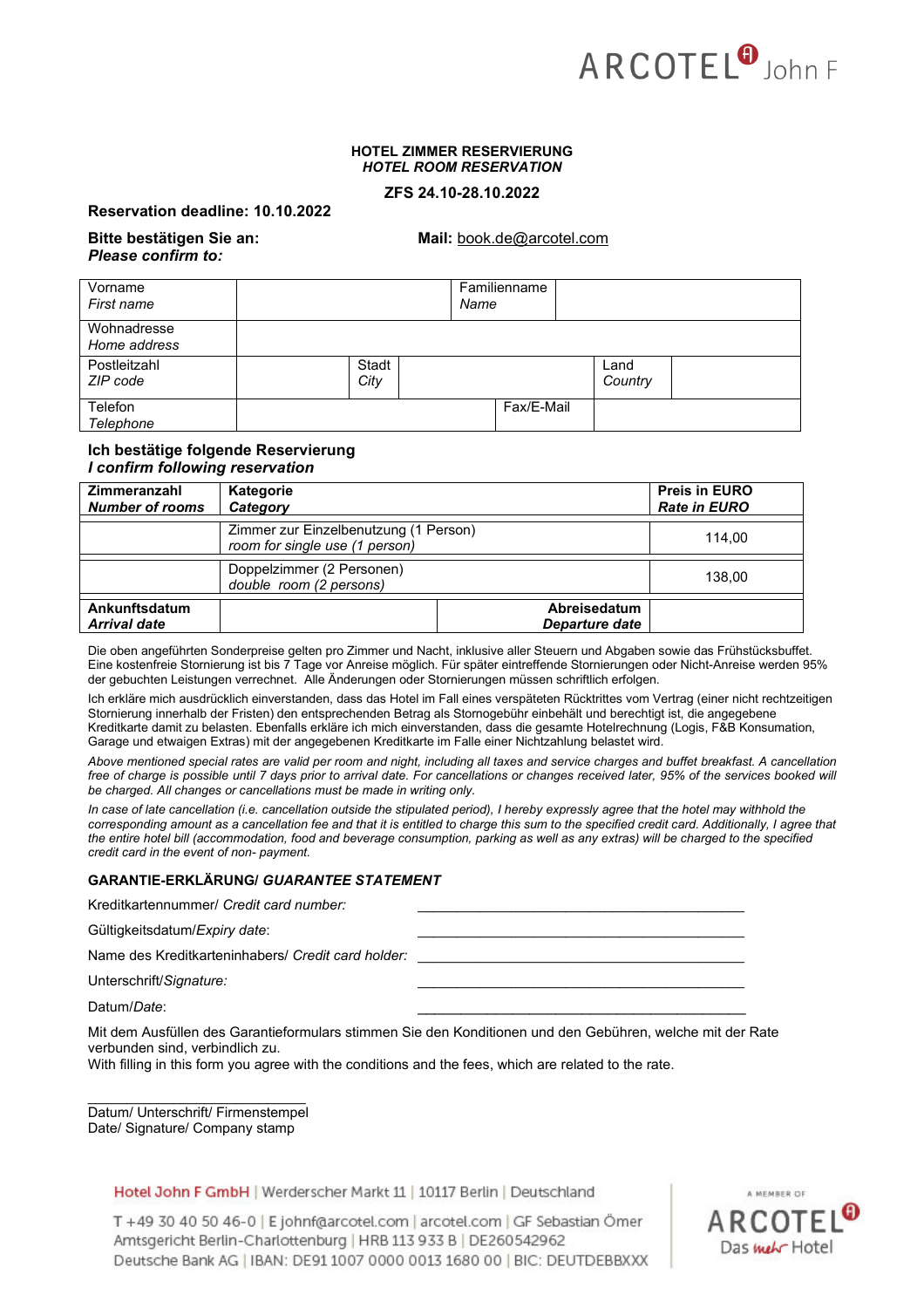ARCOTEL John F

**HOTEL ZIMMER RESERVIERUNG**
***HOTEL ROOM RESERVATION***

**ZFS 24.10-28.10.2022**

**Reservation deadline: 10.10.2022**

**Bitte bestätigen Sie an:**
***Please confirm to:***

**Mail:** book.de@arcotel.com

| | | | | | |
|---|---|---|---|---|---|
| Vorname<br>*First name* | | Familienname<br>*Name* | | | |
| Wohnadresse<br>*Home address* | | | | | |
| Postleitzahl<br>*ZIP code* | | Stadt<br>*City* | | Land<br>*Country* | |
| Telefon<br>*Telephone* | | | Fax/E-Mail | | |

**Ich bestätige folgende Reservierung**
***I confirm following reservation***

| **Zimmeranzahl**<br>***Number of rooms*** | **Kategorie**<br>***Category*** | | **Preis in EURO**<br>***Rate in EURO*** |
|---|---|---|---|
| | Zimmer zur Einzelbenutzung (1 Person)<br>*room for single use (1 person)* | | 114,00 |
| | Doppelzimmer (2 Personen)<br>*double room (2 persons)* | | 138,00 |
| **Ankunftsdatum**<br>***Arrival date*** | | **Abreisedatum**<br>***Departure date*** | |

Die oben angeführten Sonderpreise gelten pro Zimmer und Nacht, inklusive aller Steuern und Abgaben sowie das Frühstücksbuffet. Eine kostenfreie Stornierung ist bis 7 Tage vor Anreise möglich. Für später eintreffende Stornierungen oder Nicht-Anreise werden 95% der gebuchten Leistungen verrechnet. Alle Änderungen oder Stornierungen müssen schriftlich erfolgen.

Ich erkläre mich ausdrücklich einverstanden, dass das Hotel im Fall eines verspäteten Rücktrittes vom Vertrag (einer nicht rechtzeitigen Stornierung innerhalb der Fristen) den entsprechenden Betrag als Stornogebühr einbehält und berechtigt ist, die angegebene Kreditkarte damit zu belasten. Ebenfalls erkläre ich mich einverstanden, dass die gesamte Hotelrechnung (Logis, F&B Konsumation, Garage und etwaigen Extras) mit der angegebenen Kreditkarte im Falle einer Nichtzahlung belastet wird.

*Above mentioned special rates are valid per room and night, including all taxes and service charges and buffet breakfast. A cancellation free of charge is possible until 7 days prior to arrival date. For cancellations or changes received later, 95% of the services booked will be charged. All changes or cancellations must be made in writing only.*

*In case of late cancellation (i.e. cancellation outside the stipulated period), I hereby expressly agree that the hotel may withhold the corresponding amount as a cancellation fee and that it is entitled to charge this sum to the specified credit card. Additionally, I agree that the entire hotel bill (accommodation, food and beverage consumption, parking as well as any extras) will be charged to the specified credit card in the event of non- payment.*

**GARANTIE-ERKLÄRUNG/ *GUARANTEE STATEMENT***

Kreditkartennummer/ *Credit card number:* ___________________________________________

Gültigkeitsdatum/*Expiry date*: ___________________________________________

Name des Kreditkarteninhabers/ *Credit card holder:* ___________________________________________

Unterschrift/*Signature:* ___________________________________________

Datum/*Date*: ___________________________________________

Mit dem Ausfüllen des Garantieformulars stimmen Sie den Konditionen und den Gebühren, welche mit der Rate verbunden sind, verbindlich zu.
With filling in this form you agree with the conditions and the fees, which are related to the rate.

____________________________
Datum/ Unterschrift/ Firmenstempel
Date/ Signature/ Company stamp

Hotel John F GmbH | Werderscher Markt 11 | 10117 Berlin | Deutschland

T +49 30 40 50 46-0 | E johnf@arcotel.com | arcotel.com | GF Sebastian Ömer
Amtsgericht Berlin-Charlottenburg | HRB 113 933 B | DE260542962
Deutsche Bank AG | IBAN: DE91 1007 0000 0013 1680 00 | BIC: DEUTDEBBXXX

A MEMBER OF ARCOTEL Das mehr Hotel